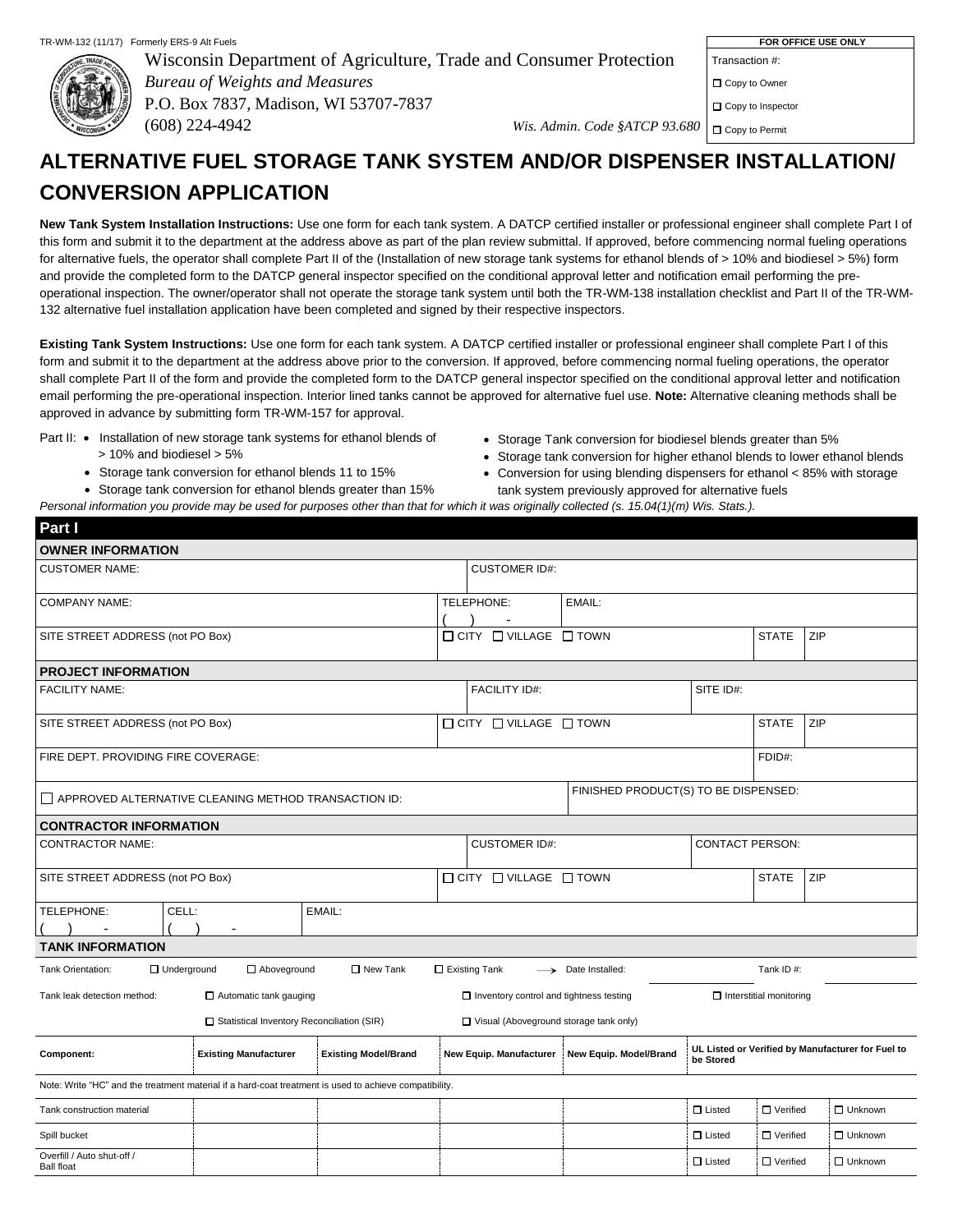TR-WM-132 (11/17) Formerly ERS-9 Alt Fuels

Wisconsin Department of Agriculture, Trade and Consumer Protection
*Bureau of Weights and Measures*
P.O. Box 7837, Madison, WI 53707-7837
(608) 224-4942

*Wis. Admin. Code §ATCP 93.680*

| FOR OFFICE USE ONLY |
|---|
| Transaction #: |
| ☐ Copy to Owner |
| ☐ Copy to Inspector |
| ☐ Copy to Permit |

# ALTERNATIVE FUEL STORAGE TANK SYSTEM AND/OR DISPENSER INSTALLATION/ CONVERSION APPLICATION

**New Tank System Installation Instructions:** Use one form for each tank system. A DATCP certified installer or professional engineer shall complete Part I of this form and submit it to the department at the address above as part of the plan review submittal. If approved, before commencing normal fueling operations for alternative fuels, the operator shall complete Part II of the (Installation of new storage tank systems for ethanol blends of > 10% and biodiesel > 5%) form and provide the completed form to the DATCP general inspector specified on the conditional approval letter and notification email performing the pre-operational inspection. The owner/operator shall not operate the storage tank system until both the TR-WM-138 installation checklist and Part II of the TR-WM-132 alternative fuel installation application have been completed and signed by their respective inspectors.

**Existing Tank System Instructions:** Use one form for each tank system. A DATCP certified installer or professional engineer shall complete Part I of this form and submit it to the department at the address above prior to the conversion. If approved, before commencing normal fueling operations, the operator shall complete Part II of the form and provide the completed form to the DATCP general inspector specified on the conditional approval letter and notification email performing the pre-operational inspection. Interior lined tanks cannot be approved for alternative fuel use. **Note:** Alternative cleaning methods shall be approved in advance by submitting form TR-WM-157 for approval.

Part II:
- Installation of new storage tank systems for ethanol blends of > 10% and biodiesel > 5%
- Storage tank conversion for ethanol blends 11 to 15%
- Storage tank conversion for ethanol blends greater than 15%
- Storage Tank conversion for biodiesel blends greater than 5%
- Storage tank conversion for higher ethanol blends to lower ethanol blends
- Conversion for using blending dispensers for ethanol < 85% with storage tank system previously approved for alternative fuels

*Personal information you provide may be used for purposes other than that for which it was originally collected (s. 15.04(1)(m) Wis. Stats.).*

## Part I

### OWNER INFORMATION

| CUSTOMER NAME: | CUSTOMER ID#: | | | |
|---|---|---|---|---|
| COMPANY NAME: | TELEPHONE: ( ) - | EMAIL: | | |
| SITE STREET ADDRESS (not PO Box) | ☐ CITY ☐ VILLAGE ☐ TOWN | | STATE | ZIP |

### PROJECT INFORMATION

| FACILITY NAME: | FACILITY ID#: | SITE ID#: | |
|---|---|---|---|
| SITE STREET ADDRESS (not PO Box) | ☐ CITY ☐ VILLAGE ☐ TOWN | STATE | ZIP |
| FIRE DEPT. PROVIDING FIRE COVERAGE: | | FDID#: | |
| ☐ APPROVED ALTERNATIVE CLEANING METHOD TRANSACTION ID: | FINISHED PRODUCT(S) TO BE DISPENSED: | | |

### CONTRACTOR INFORMATION

| CONTRACTOR NAME: | | | CUSTOMER ID#: | CONTACT PERSON: | |
|---|---|---|---|---|---|
| SITE STREET ADDRESS (not PO Box) | | | ☐ CITY ☐ VILLAGE ☐ TOWN | STATE | ZIP |
| TELEPHONE: ( ) - | CELL: ( ) - | EMAIL: | | | |

### TANK INFORMATION

Tank Orientation: ☐ Underground ☐ Aboveground ☐ New Tank ☐ Existing Tank → Date Installed: ________ Tank ID #: ________

Tank leak detection method: ☐ Automatic tank gauging ☐ Inventory control and tightness testing ☐ Interstitial monitoring ☐ Statistical Inventory Reconciliation (SIR) ☐ Visual (Aboveground storage tank only)

| Component: | Existing Manufacturer | Existing Model/Brand | New Equip. Manufacturer | New Equip. Model/Brand | UL Listed or Verified by Manufacturer for Fuel to be Stored | | |
|---|---|---|---|---|---|---|---|
| Note: Write "HC" and the treatment material if a hard-coat treatment is used to achieve compatibility. | | | | | | | |
| Tank construction material | | | | | ☐ Listed | ☐ Verified | ☐ Unknown |
| Spill bucket | | | | | ☐ Listed | ☐ Verified | ☐ Unknown |
| Overfill / Auto shut-off / Ball float | | | | | ☐ Listed | ☐ Verified | ☐ Unknown |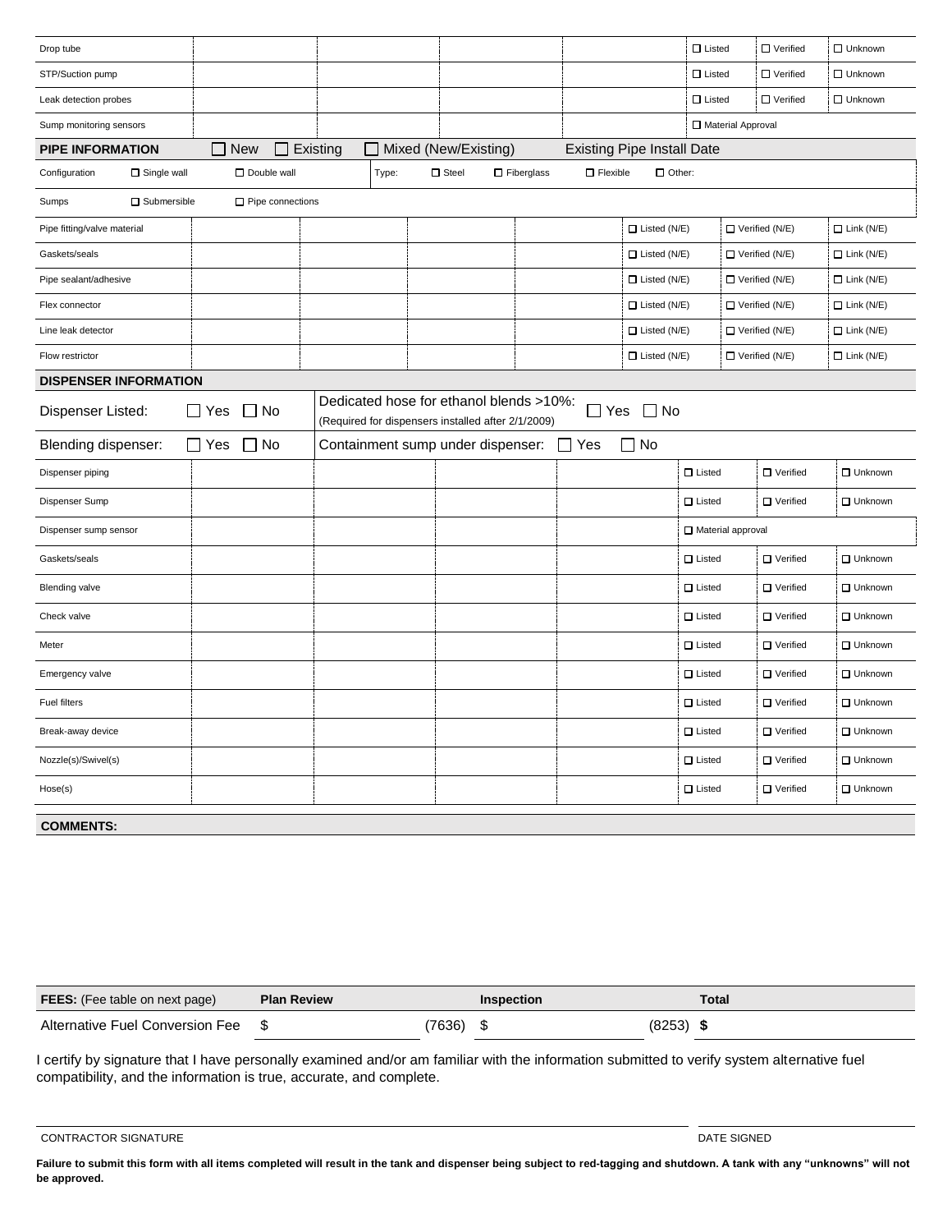| | | | | | | | |
|---|---|---|---|---|---|---|---|
| Drop tube | | | | | ☐ Listed | ☐ Verified | ☐ Unknown |
| STP/Suction pump | | | | | ☐ Listed | ☐ Verified | ☐ Unknown |
| Leak detection probes | | | | | ☐ Listed | ☐ Verified | ☐ Unknown |
| Sump monitoring sensors | | | | | ☐ Material Approval | | |

**PIPE INFORMATION** ☐ New ☐ Existing ☐ Mixed (New/Existing) Existing Pipe Install Date

Configuration ☐ Single wall ☐ Double wall Type: ☐ Steel ☐ Fiberglass ☐ Flexible ☐ Other:

Sumps ☐ Submersible ☐ Pipe connections

| | | | | | | | |
|---|---|---|---|---|---|---|---|
| Pipe fitting/valve material | | | | | ☐ Listed (N/E) | ☐ Verified (N/E) | ☐ Link (N/E) |
| Gaskets/seals | | | | | ☐ Listed (N/E) | ☐ Verified (N/E) | ☐ Link (N/E) |
| Pipe sealant/adhesive | | | | | ☐ Listed (N/E) | ☐ Verified (N/E) | ☐ Link (N/E) |
| Flex connector | | | | | ☐ Listed (N/E) | ☐ Verified (N/E) | ☐ Link (N/E) |
| Line leak detector | | | | | ☐ Listed (N/E) | ☐ Verified (N/E) | ☐ Link (N/E) |
| Flow restrictor | | | | | ☐ Listed (N/E) | ☐ Verified (N/E) | ☐ Link (N/E) |

**DISPENSER INFORMATION**

Dispenser Listed: ☐ Yes ☐ No Dedicated hose for ethanol blends >10%: ☐ Yes ☐ No
(Required for dispensers installed after 2/1/2009)

Blending dispenser: ☐ Yes ☐ No Containment sump under dispenser: ☐ Yes ☐ No

| | | | | | | | |
|---|---|---|---|---|---|---|---|
| Dispenser piping | | | | | ☐ Listed | ☐ Verified | ☐ Unknown |
| Dispenser Sump | | | | | ☐ Listed | ☐ Verified | ☐ Unknown |
| Dispenser sump sensor | | | | | ☐ Material approval | | |
| Gaskets/seals | | | | | ☐ Listed | ☐ Verified | ☐ Unknown |
| Blending valve | | | | | ☐ Listed | ☐ Verified | ☐ Unknown |
| Check valve | | | | | ☐ Listed | ☐ Verified | ☐ Unknown |
| Meter | | | | | ☐ Listed | ☐ Verified | ☐ Unknown |
| Emergency valve | | | | | ☐ Listed | ☐ Verified | ☐ Unknown |
| Fuel filters | | | | | ☐ Listed | ☐ Verified | ☐ Unknown |
| Break-away device | | | | | ☐ Listed | ☐ Verified | ☐ Unknown |
| Nozzle(s)/Swivel(s) | | | | | ☐ Listed | ☐ Verified | ☐ Unknown |
| Hose(s) | | | | | ☐ Listed | ☐ Verified | ☐ Unknown |

**COMMENTS:**

| **FEES:** (Fee table on next page) | **Plan Review** | **Inspection** | **Total** |
|---|---|---|---|
| Alternative Fuel Conversion Fee | $ | (7636) $ | (8253) **$** |

I certify by signature that I have personally examined and/or am familiar with the information submitted to verify system alternative fuel compatibility, and the information is true, accurate, and complete.

CONTRACTOR SIGNATURE DATE SIGNED

**Failure to submit this form with all items completed will result in the tank and dispenser being subject to red-tagging and shutdown. A tank with any "unknowns" will not be approved.**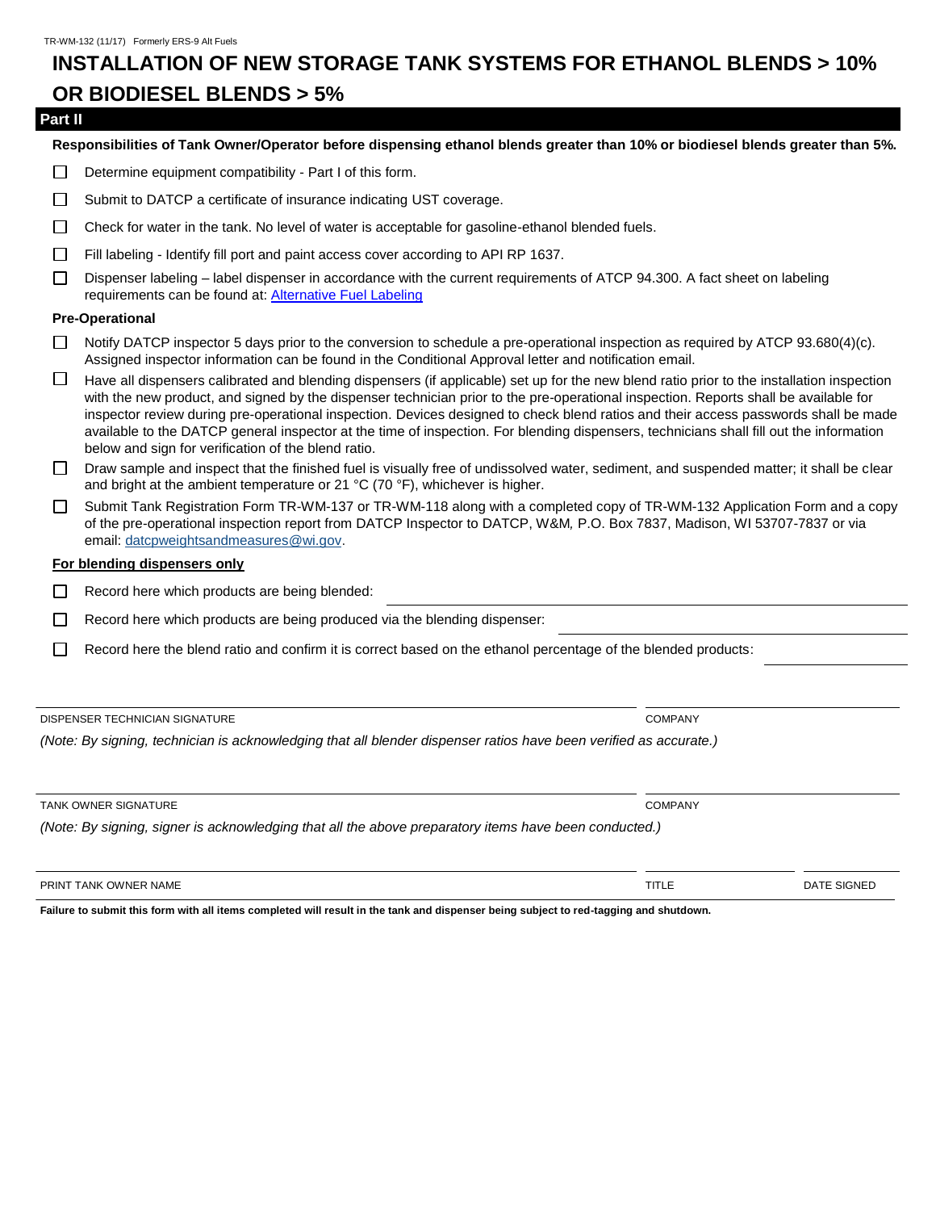TR-WM-132 (11/17) Formerly ERS-9 Alt Fuels

# INSTALLATION OF NEW STORAGE TANK SYSTEMS FOR ETHANOL BLENDS > 10% OR BIODIESEL BLENDS > 5%

## Part II

**Responsibilities of Tank Owner/Operator before dispensing ethanol blends greater than 10% or biodiesel blends greater than 5%.**

- ☐ Determine equipment compatibility - Part I of this form.
- ☐ Submit to DATCP a certificate of insurance indicating UST coverage.
- ☐ Check for water in the tank. No level of water is acceptable for gasoline-ethanol blended fuels.
- ☐ Fill labeling - Identify fill port and paint access cover according to API RP 1637.
- ☐ Dispenser labeling – label dispenser in accordance with the current requirements of ATCP 94.300. A fact sheet on labeling requirements can be found at: Alternative Fuel Labeling

### Pre-Operational

- ☐ Notify DATCP inspector 5 days prior to the conversion to schedule a pre-operational inspection as required by ATCP 93.680(4)(c). Assigned inspector information can be found in the Conditional Approval letter and notification email.
- ☐ Have all dispensers calibrated and blending dispensers (if applicable) set up for the new blend ratio prior to the installation inspection with the new product, and signed by the dispenser technician prior to the pre-operational inspection. Reports shall be available for inspector review during pre-operational inspection. Devices designed to check blend ratios and their access passwords shall be made available to the DATCP general inspector at the time of inspection. For blending dispensers, technicians shall fill out the information below and sign for verification of the blend ratio.
- ☐ Draw sample and inspect that the finished fuel is visually free of undissolved water, sediment, and suspended matter; it shall be clear and bright at the ambient temperature or 21 °C (70 °F), whichever is higher.
- ☐ Submit Tank Registration Form TR-WM-137 or TR-WM-118 along with a completed copy of TR-WM-132 Application Form and a copy of the pre-operational inspection report from DATCP Inspector to DATCP, W&M, P.O. Box 7837, Madison, WI 53707-7837 or via email: datcpweightsandmeasures@wi.gov.

### For blending dispensers only

- ☐ Record here which products are being blended: ______________________
- ☐ Record here which products are being produced via the blending dispenser: ______________________
- ☐ Record here the blend ratio and confirm it is correct based on the ethanol percentage of the blended products: ____________

| DISPENSER TECHNICIAN SIGNATURE | COMPANY |
|---|---|
| | |

*(Note: By signing, technician is acknowledging that all blender dispenser ratios have been verified as accurate.)*

| TANK OWNER SIGNATURE | COMPANY |
|---|---|
| | |

*(Note: By signing, signer is acknowledging that all the above preparatory items have been conducted.)*

| PRINT TANK OWNER NAME | TITLE | DATE SIGNED |
|---|---|---|
| | | |

**Failure to submit this form with all items completed will result in the tank and dispenser being subject to red-tagging and shutdown.**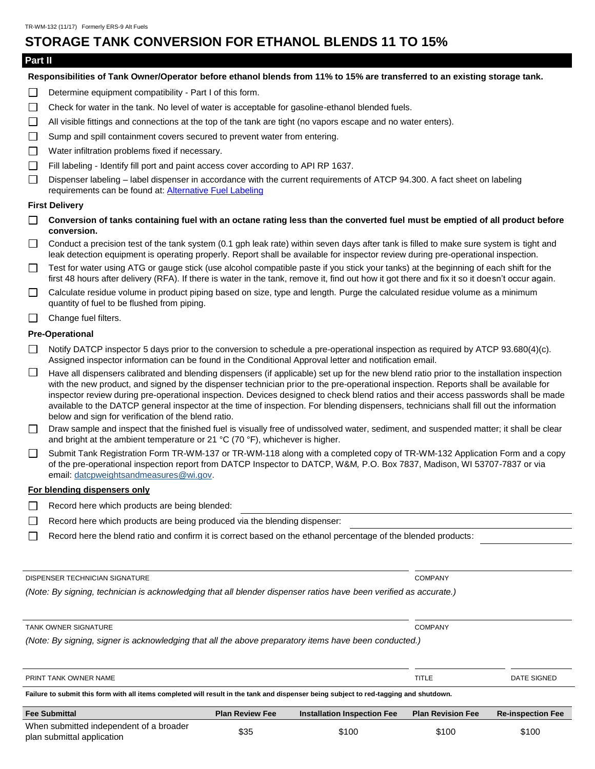TR-WM-132 (11/17) Formerly ERS-9 Alt Fuels

# STORAGE TANK CONVERSION FOR ETHANOL BLENDS 11 TO 15%

## Part II

**Responsibilities of Tank Owner/Operator before ethanol blends from 11% to 15% are transferred to an existing storage tank.**

- ☐ Determine equipment compatibility - Part I of this form.
- ☐ Check for water in the tank. No level of water is acceptable for gasoline-ethanol blended fuels.
- ☐ All visible fittings and connections at the top of the tank are tight (no vapors escape and no water enters).
- ☐ Sump and spill containment covers secured to prevent water from entering.
- ☐ Water infiltration problems fixed if necessary.
- ☐ Fill labeling - Identify fill port and paint access cover according to API RP 1637.
- ☐ Dispenser labeling – label dispenser in accordance with the current requirements of ATCP 94.300. A fact sheet on labeling requirements can be found at: Alternative Fuel Labeling

### First Delivery

- ☐ **Conversion of tanks containing fuel with an octane rating less than the converted fuel must be emptied of all product before conversion.**
- ☐ Conduct a precision test of the tank system (0.1 gph leak rate) within seven days after tank is filled to make sure system is tight and leak detection equipment is operating properly. Report shall be available for inspector review during pre-operational inspection.
- ☐ Test for water using ATG or gauge stick (use alcohol compatible paste if you stick your tanks) at the beginning of each shift for the first 48 hours after delivery (RFA). If there is water in the tank, remove it, find out how it got there and fix it so it doesn't occur again.
- ☐ Calculate residue volume in product piping based on size, type and length. Purge the calculated residue volume as a minimum quantity of fuel to be flushed from piping.
- ☐ Change fuel filters.

### Pre-Operational

- ☐ Notify DATCP inspector 5 days prior to the conversion to schedule a pre-operational inspection as required by ATCP 93.680(4)(c). Assigned inspector information can be found in the Conditional Approval letter and notification email.
- ☐ Have all dispensers calibrated and blending dispensers (if applicable) set up for the new blend ratio prior to the installation inspection with the new product, and signed by the dispenser technician prior to the pre-operational inspection. Reports shall be available for inspector review during pre-operational inspection. Devices designed to check blend ratios and their access passwords shall be made available to the DATCP general inspector at the time of inspection. For blending dispensers, technicians shall fill out the information below and sign for verification of the blend ratio.
- ☐ Draw sample and inspect that the finished fuel is visually free of undissolved water, sediment, and suspended matter; it shall be clear and bright at the ambient temperature or 21 °C (70 °F), whichever is higher.
- ☐ Submit Tank Registration Form TR-WM-137 or TR-WM-118 along with a completed copy of TR-WM-132 Application Form and a copy of the pre-operational inspection report from DATCP Inspector to DATCP, W&M, P.O. Box 7837, Madison, WI 53707-7837 or via email: datcpweightsandmeasures@wi.gov.

### For blending dispensers only

- ☐ Record here which products are being blended: ______________________
- ☐ Record here which products are being produced via the blending dispenser: ______________________
- ☐ Record here the blend ratio and confirm it is correct based on the ethanol percentage of the blended products: ____________

DISPENSER TECHNICIAN SIGNATURE ______________________ COMPANY ______________________

*(Note: By signing, technician is acknowledging that all blender dispenser ratios have been verified as accurate.)*

TANK OWNER SIGNATURE ______________________ COMPANY ______________________

*(Note: By signing, signer is acknowledging that all the above preparatory items have been conducted.)*

PRINT TANK OWNER NAME ______________________ TITLE ____________ DATE SIGNED ____________

**Failure to submit this form with all items completed will result in the tank and dispenser being subject to red-tagging and shutdown.**

| Fee Submittal | Plan Review Fee | Installation Inspection Fee | Plan Revision Fee | Re-inspection Fee |
|---|---|---|---|---|
| When submitted independent of a broader plan submittal application | $35 | $100 | $100 | $100 |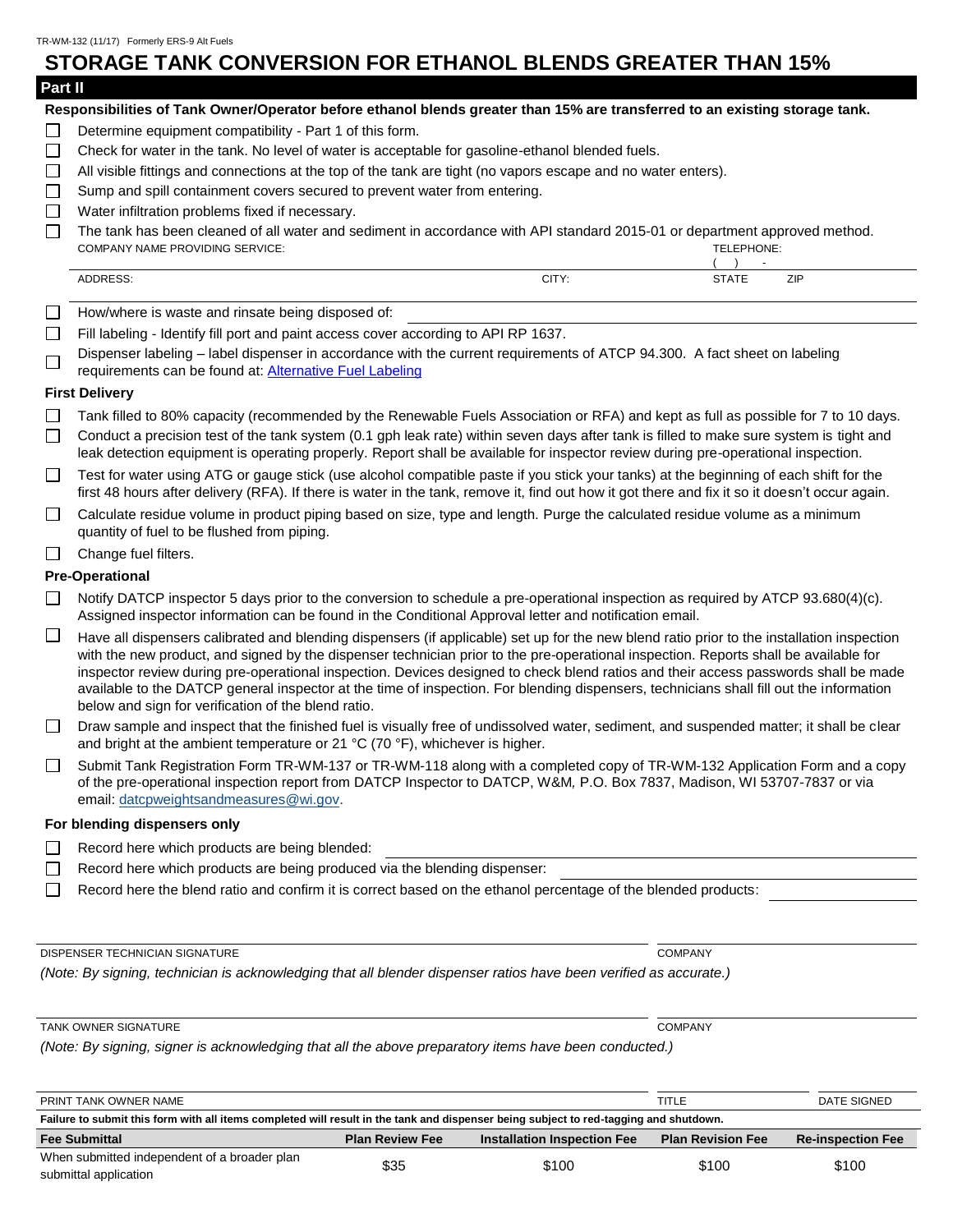TR-WM-132 (11/17) Formerly ERS-9 Alt Fuels

# STORAGE TANK CONVERSION FOR ETHANOL BLENDS GREATER THAN 15%

## Part II

**Responsibilities of Tank Owner/Operator before ethanol blends greater than 15% are transferred to an existing storage tank.**

- ☐ Determine equipment compatibility - Part 1 of this form.
- ☐ Check for water in the tank. No level of water is acceptable for gasoline-ethanol blended fuels.
- ☐ All visible fittings and connections at the top of the tank are tight (no vapors escape and no water enters).
- ☐ Sump and spill containment covers secured to prevent water from entering.
- ☐ Water infiltration problems fixed if necessary.
- ☐ The tank has been cleaned of all water and sediment in accordance with API standard 2015-01 or department approved method.

COMPANY NAME PROVIDING SERVICE: ____________________ TELEPHONE: ( ) -

ADDRESS: ____________________ CITY: ____________________ STATE ______ ZIP ______

- ☐ How/where is waste and rinsate being disposed of: ____________________
- ☐ Fill labeling - Identify fill port and paint access cover according to API RP 1637.
- ☐ Dispenser labeling – label dispenser in accordance with the current requirements of ATCP 94.300. A fact sheet on labeling requirements can be found at: Alternative Fuel Labeling

### First Delivery

- ☐ Tank filled to 80% capacity (recommended by the Renewable Fuels Association or RFA) and kept as full as possible for 7 to 10 days.
- ☐ Conduct a precision test of the tank system (0.1 gph leak rate) within seven days after tank is filled to make sure system is tight and leak detection equipment is operating properly. Report shall be available for inspector review during pre-operational inspection.
- ☐ Test for water using ATG or gauge stick (use alcohol compatible paste if you stick your tanks) at the beginning of each shift for the first 48 hours after delivery (RFA). If there is water in the tank, remove it, find out how it got there and fix it so it doesn't occur again.
- ☐ Calculate residue volume in product piping based on size, type and length. Purge the calculated residue volume as a minimum quantity of fuel to be flushed from piping.
- ☐ Change fuel filters.

### Pre-Operational

- ☐ Notify DATCP inspector 5 days prior to the conversion to schedule a pre-operational inspection as required by ATCP 93.680(4)(c). Assigned inspector information can be found in the Conditional Approval letter and notification email.
- ☐ Have all dispensers calibrated and blending dispensers (if applicable) set up for the new blend ratio prior to the installation inspection with the new product, and signed by the dispenser technician prior to the pre-operational inspection. Reports shall be available for inspector review during pre-operational inspection. Devices designed to check blend ratios and their access passwords shall be made available to the DATCP general inspector at the time of inspection. For blending dispensers, technicians shall fill out the information below and sign for verification of the blend ratio.
- ☐ Draw sample and inspect that the finished fuel is visually free of undissolved water, sediment, and suspended matter; it shall be clear and bright at the ambient temperature or 21 °C (70 °F), whichever is higher.
- ☐ Submit Tank Registration Form TR-WM-137 or TR-WM-118 along with a completed copy of TR-WM-132 Application Form and a copy of the pre-operational inspection report from DATCP Inspector to DATCP, W&M, P.O. Box 7837, Madison, WI 53707-7837 or via email: datcpweightsandmeasures@wi.gov.

### For blending dispensers only

- ☐ Record here which products are being blended: ____________________
- ☐ Record here which products are being produced via the blending dispenser: ____________________
- ☐ Record here the blend ratio and confirm it is correct based on the ethanol percentage of the blended products: ____________________

DISPENSER TECHNICIAN SIGNATURE ____________________ COMPANY ____________________

*(Note: By signing, technician is acknowledging that all blender dispenser ratios have been verified as accurate.)*

TANK OWNER SIGNATURE ____________________ COMPANY ____________________

*(Note: By signing, signer is acknowledging that all the above preparatory items have been conducted.)*

PRINT TANK OWNER NAME ____________________ TITLE ____________________ DATE SIGNED ____________________

**Failure to submit this form with all items completed will result in the tank and dispenser being subject to red-tagging and shutdown.**

| Fee Submittal | Plan Review Fee | Installation Inspection Fee | Plan Revision Fee | Re-inspection Fee |
|---|---|---|---|---|
| When submitted independent of a broader plan submittal application | $35 | $100 | $100 | $100 |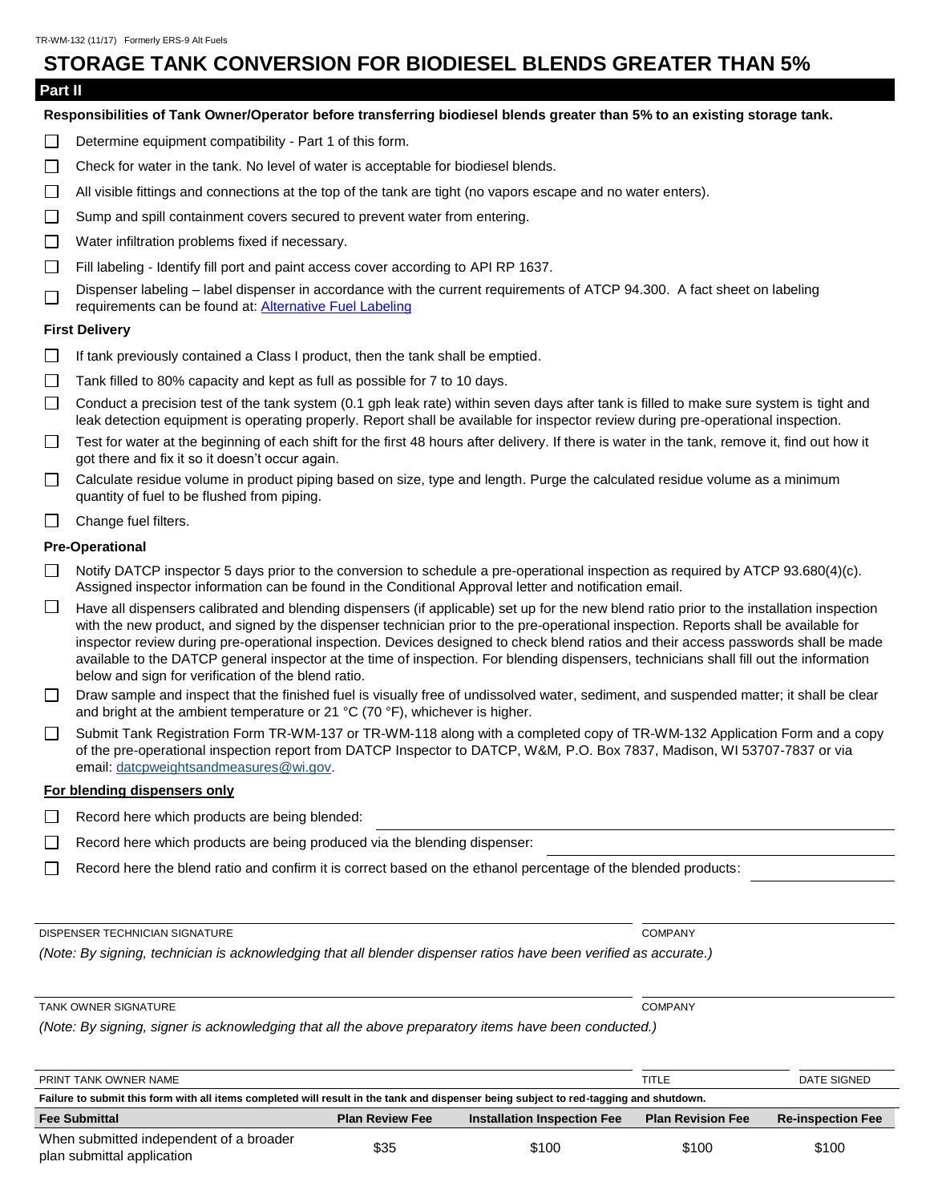TR-WM-132 (11/17) Formerly ERS-9 Alt Fuels

# STORAGE TANK CONVERSION FOR BIODIESEL BLENDS GREATER THAN 5%

## Part II

**Responsibilities of Tank Owner/Operator before transferring biodiesel blends greater than 5% to an existing storage tank.**

- ☐ Determine equipment compatibility - Part 1 of this form.
- ☐ Check for water in the tank. No level of water is acceptable for biodiesel blends.
- ☐ All visible fittings and connections at the top of the tank are tight (no vapors escape and no water enters).
- ☐ Sump and spill containment covers secured to prevent water from entering.
- ☐ Water infiltration problems fixed if necessary.
- ☐ Fill labeling - Identify fill port and paint access cover according to API RP 1637.
- ☐ Dispenser labeling – label dispenser in accordance with the current requirements of ATCP 94.300. A fact sheet on labeling requirements can be found at: Alternative Fuel Labeling

### First Delivery

- ☐ If tank previously contained a Class I product, then the tank shall be emptied.
- ☐ Tank filled to 80% capacity and kept as full as possible for 7 to 10 days.
- ☐ Conduct a precision test of the tank system (0.1 gph leak rate) within seven days after tank is filled to make sure system is tight and leak detection equipment is operating properly. Report shall be available for inspector review during pre-operational inspection.
- ☐ Test for water at the beginning of each shift for the first 48 hours after delivery. If there is water in the tank, remove it, find out how it got there and fix it so it doesn't occur again.
- ☐ Calculate residue volume in product piping based on size, type and length. Purge the calculated residue volume as a minimum quantity of fuel to be flushed from piping.
- ☐ Change fuel filters.

### Pre-Operational

- ☐ Notify DATCP inspector 5 days prior to the conversion to schedule a pre-operational inspection as required by ATCP 93.680(4)(c). Assigned inspector information can be found in the Conditional Approval letter and notification email.
- ☐ Have all dispensers calibrated and blending dispensers (if applicable) set up for the new blend ratio prior to the installation inspection with the new product, and signed by the dispenser technician prior to the pre-operational inspection. Reports shall be available for inspector review during pre-operational inspection. Devices designed to check blend ratios and their access passwords shall be made available to the DATCP general inspector at the time of inspection. For blending dispensers, technicians shall fill out the information below and sign for verification of the blend ratio.
- ☐ Draw sample and inspect that the finished fuel is visually free of undissolved water, sediment, and suspended matter; it shall be clear and bright at the ambient temperature or 21 °C (70 °F), whichever is higher.
- ☐ Submit Tank Registration Form TR-WM-137 or TR-WM-118 along with a completed copy of TR-WM-132 Application Form and a copy of the pre-operational inspection report from DATCP Inspector to DATCP, W&M, P.O. Box 7837, Madison, WI 53707-7837 or via email: datcpweightsandmeasures@wi.gov.

### For blending dispensers only

- ☐ Record here which products are being blended: ____________________
- ☐ Record here which products are being produced via the blending dispenser: ____________________
- ☐ Record here the blend ratio and confirm it is correct based on the ethanol percentage of the blended products: ____________________

DISPENSER TECHNICIAN SIGNATURE ____________________ COMPANY ____________________

*(Note: By signing, technician is acknowledging that all blender dispenser ratios have been verified as accurate.)*

TANK OWNER SIGNATURE ____________________ COMPANY ____________________

*(Note: By signing, signer is acknowledging that all the above preparatory items have been conducted.)*

PRINT TANK OWNER NAME ____________________ TITLE ____________________ DATE SIGNED ____________________

**Failure to submit this form with all items completed will result in the tank and dispenser being subject to red-tagging and shutdown.**

| Fee Submittal | Plan Review Fee | Installation Inspection Fee | Plan Revision Fee | Re-inspection Fee |
|---|---|---|---|---|
| When submitted independent of a broader plan submittal application | $35 | $100 | $100 | $100 |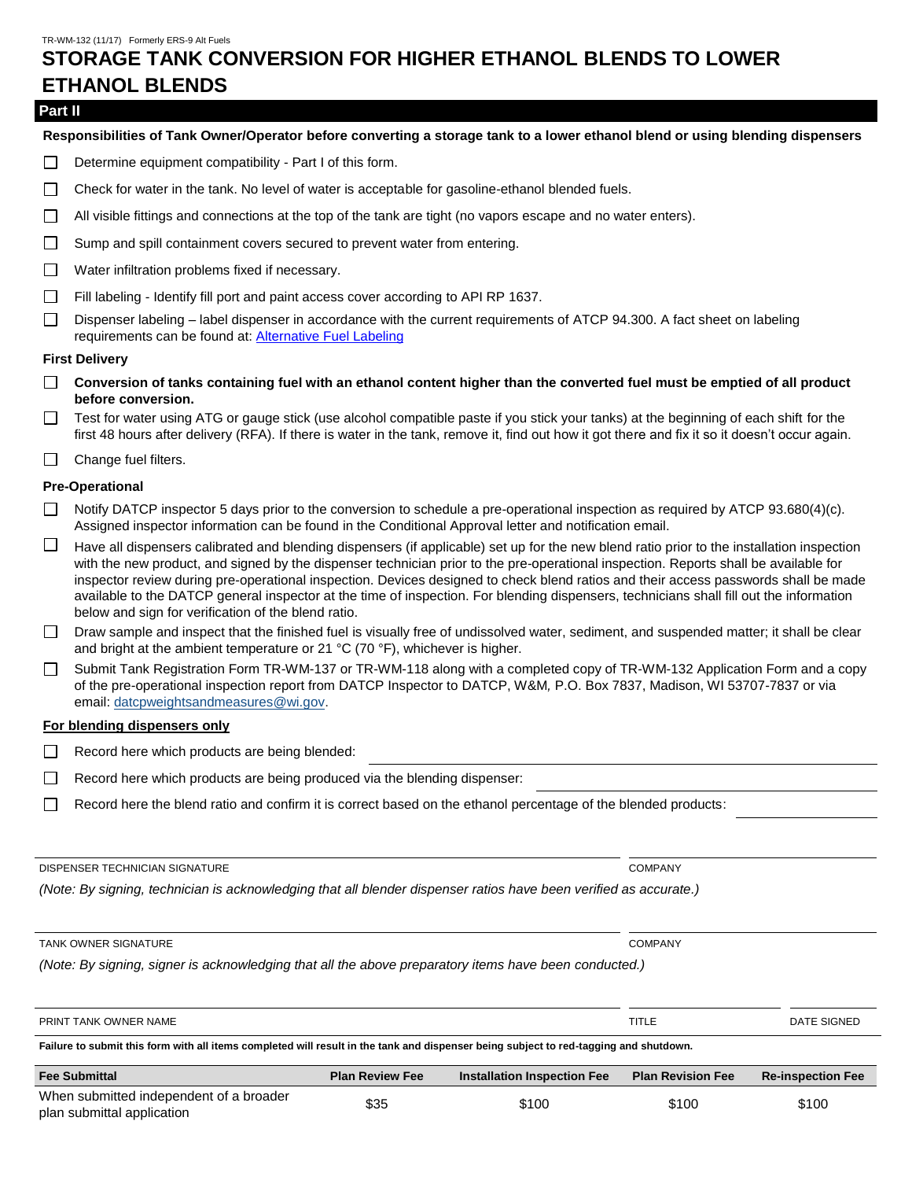TR-WM-132 (11/17) Formerly ERS-9 Alt Fuels

# STORAGE TANK CONVERSION FOR HIGHER ETHANOL BLENDS TO LOWER ETHANOL BLENDS

## Part II

**Responsibilities of Tank Owner/Operator before converting a storage tank to a lower ethanol blend or using blending dispensers**

- ☐ Determine equipment compatibility - Part I of this form.
- ☐ Check for water in the tank. No level of water is acceptable for gasoline-ethanol blended fuels.
- ☐ All visible fittings and connections at the top of the tank are tight (no vapors escape and no water enters).
- ☐ Sump and spill containment covers secured to prevent water from entering.
- ☐ Water infiltration problems fixed if necessary.
- ☐ Fill labeling - Identify fill port and paint access cover according to API RP 1637.
- ☐ Dispenser labeling – label dispenser in accordance with the current requirements of ATCP 94.300. A fact sheet on labeling requirements can be found at: Alternative Fuel Labeling

**First Delivery**

- ☐ **Conversion of tanks containing fuel with an ethanol content higher than the converted fuel must be emptied of all product before conversion.**
- ☐ Test for water using ATG or gauge stick (use alcohol compatible paste if you stick your tanks) at the beginning of each shift for the first 48 hours after delivery (RFA). If there is water in the tank, remove it, find out how it got there and fix it so it doesn't occur again.
- ☐ Change fuel filters.

**Pre-Operational**

- ☐ Notify DATCP inspector 5 days prior to the conversion to schedule a pre-operational inspection as required by ATCP 93.680(4)(c). Assigned inspector information can be found in the Conditional Approval letter and notification email.
- ☐ Have all dispensers calibrated and blending dispensers (if applicable) set up for the new blend ratio prior to the installation inspection with the new product, and signed by the dispenser technician prior to the pre-operational inspection. Reports shall be available for inspector review during pre-operational inspection. Devices designed to check blend ratios and their access passwords shall be made available to the DATCP general inspector at the time of inspection. For blending dispensers, technicians shall fill out the information below and sign for verification of the blend ratio.
- ☐ Draw sample and inspect that the finished fuel is visually free of undissolved water, sediment, and suspended matter; it shall be clear and bright at the ambient temperature or 21 °C (70 °F), whichever is higher.
- ☐ Submit Tank Registration Form TR-WM-137 or TR-WM-118 along with a completed copy of TR-WM-132 Application Form and a copy of the pre-operational inspection report from DATCP Inspector to DATCP, W&M, P.O. Box 7837, Madison, WI 53707-7837 or via email: datcpweightsandmeasures@wi.gov.

**For blending dispensers only**

- ☐ Record here which products are being blended: ______________________
- ☐ Record here which products are being produced via the blending dispenser: ______________________
- ☐ Record here the blend ratio and confirm it is correct based on the ethanol percentage of the blended products: ______________

DISPENSER TECHNICIAN SIGNATURE ______________________ COMPANY ______________________

*(Note: By signing, technician is acknowledging that all blender dispenser ratios have been verified as accurate.)*

TANK OWNER SIGNATURE ______________________ COMPANY ______________________

*(Note: By signing, signer is acknowledging that all the above preparatory items have been conducted.)*

PRINT TANK OWNER NAME ______________________ TITLE ____________ DATE SIGNED ____________

**Failure to submit this form with all items completed will result in the tank and dispenser being subject to red-tagging and shutdown.**

| Fee Submittal | Plan Review Fee | Installation Inspection Fee | Plan Revision Fee | Re-inspection Fee |
|---|---|---|---|---|
| When submitted independent of a broader plan submittal application | $35 | $100 | $100 | $100 |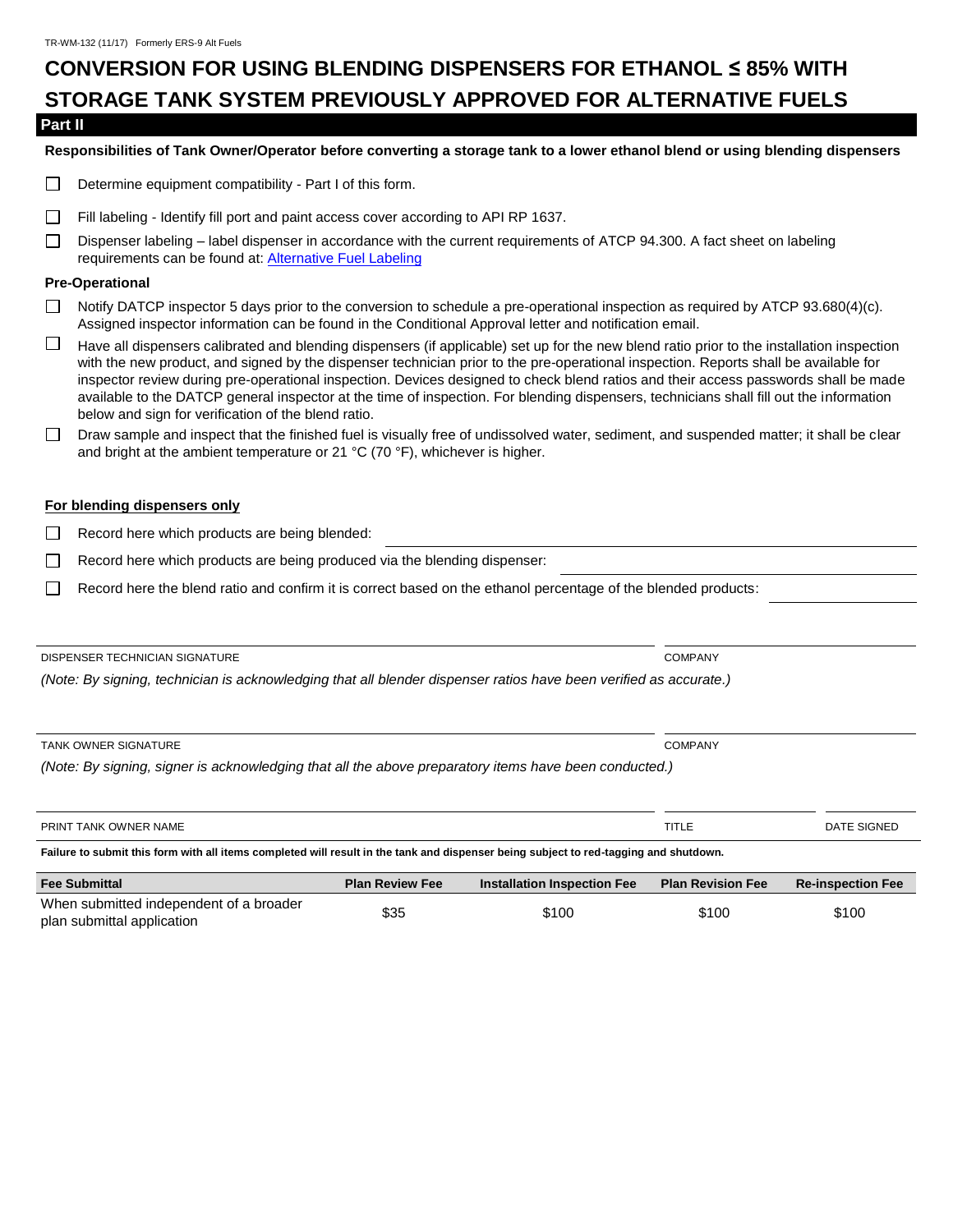TR-WM-132 (11/17) Formerly ERS-9 Alt Fuels

# CONVERSION FOR USING BLENDING DISPENSERS FOR ETHANOL ≤ 85% WITH STORAGE TANK SYSTEM PREVIOUSLY APPROVED FOR ALTERNATIVE FUELS

## Part II

**Responsibilities of Tank Owner/Operator before converting a storage tank to a lower ethanol blend or using blending dispensers**

- ☐ Determine equipment compatibility - Part I of this form.
- ☐ Fill labeling - Identify fill port and paint access cover according to API RP 1637.
- ☐ Dispenser labeling – label dispenser in accordance with the current requirements of ATCP 94.300. A fact sheet on labeling requirements can be found at: Alternative Fuel Labeling

**Pre-Operational**

- ☐ Notify DATCP inspector 5 days prior to the conversion to schedule a pre-operational inspection as required by ATCP 93.680(4)(c). Assigned inspector information can be found in the Conditional Approval letter and notification email.
- ☐ Have all dispensers calibrated and blending dispensers (if applicable) set up for the new blend ratio prior to the installation inspection with the new product, and signed by the dispenser technician prior to the pre-operational inspection. Reports shall be available for inspector review during pre-operational inspection. Devices designed to check blend ratios and their access passwords shall be made available to the DATCP general inspector at the time of inspection. For blending dispensers, technicians shall fill out the information below and sign for verification of the blend ratio.
- ☐ Draw sample and inspect that the finished fuel is visually free of undissolved water, sediment, and suspended matter; it shall be clear and bright at the ambient temperature or 21 °C (70 °F), whichever is higher.

**For blending dispensers only**

- ☐ Record here which products are being blended: \_\_\_\_\_\_\_\_\_\_\_\_\_\_\_\_
- ☐ Record here which products are being produced via the blending dispenser: \_\_\_\_\_\_\_\_\_\_\_\_\_\_\_\_
- ☐ Record here the blend ratio and confirm it is correct based on the ethanol percentage of the blended products: \_\_\_\_\_\_\_\_

DISPENSER TECHNICIAN SIGNATURE | COMPANY

*(Note: By signing, technician is acknowledging that all blender dispenser ratios have been verified as accurate.)*

TANK OWNER SIGNATURE | COMPANY

*(Note: By signing, signer is acknowledging that all the above preparatory items have been conducted.)*

PRINT TANK OWNER NAME | TITLE | DATE SIGNED

**Failure to submit this form with all items completed will result in the tank and dispenser being subject to red-tagging and shutdown.**

| Fee Submittal | Plan Review Fee | Installation Inspection Fee | Plan Revision Fee | Re-inspection Fee |
|---|---|---|---|---|
| When submitted independent of a broader plan submittal application | $35 | $100 | $100 | $100 |